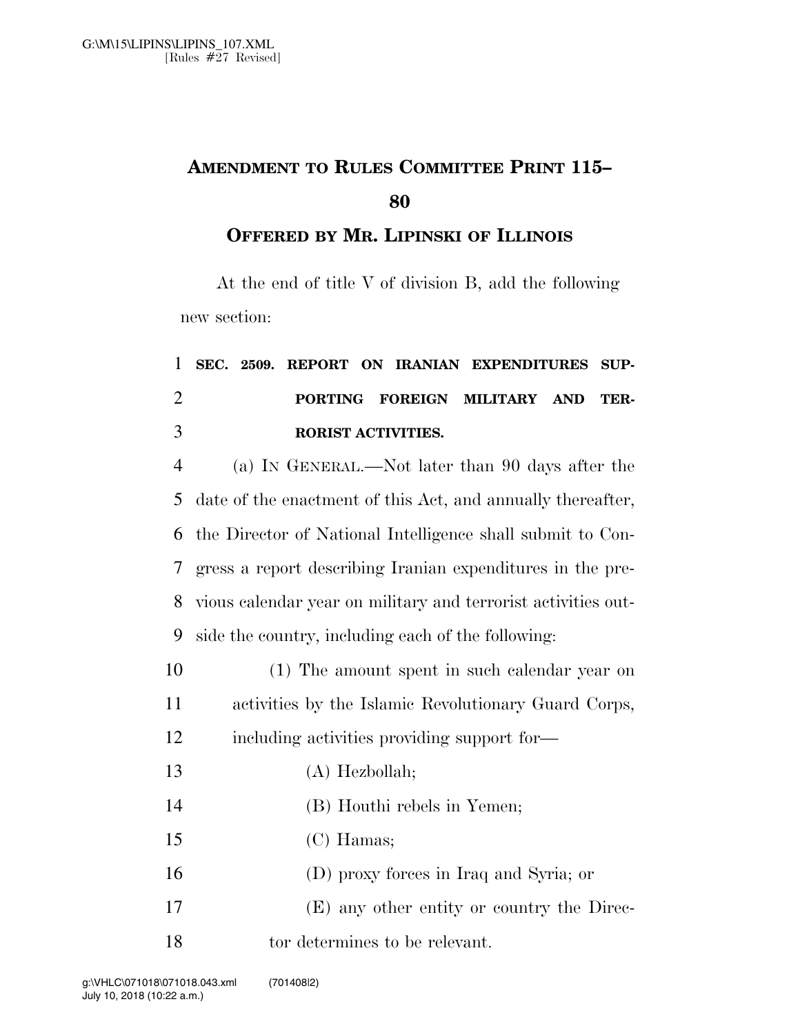# AMENDMENT TO RULES COMMITTEE PRINT 115–80

## OFFERED BY MR. LIPINSKI OF ILLINOIS

At the end of title V of division B, add the following new section:

**SEC. 2509. REPORT ON IRANIAN EXPENDITURES SUPPORTING FOREIGN MILITARY AND TERRORIST ACTIVITIES.**

(a) IN GENERAL.—Not later than 90 days after the date of the enactment of this Act, and annually thereafter, the Director of National Intelligence shall submit to Congress a report describing Iranian expenditures in the previous calendar year on military and terrorist activities outside the country, including each of the following:

(1) The amount spent in such calendar year on activities by the Islamic Revolutionary Guard Corps, including activities providing support for—

(A) Hezbollah;

(B) Houthi rebels in Yemen;

(C) Hamas;

(D) proxy forces in Iraq and Syria; or

(E) any other entity or country the Director determines to be relevant.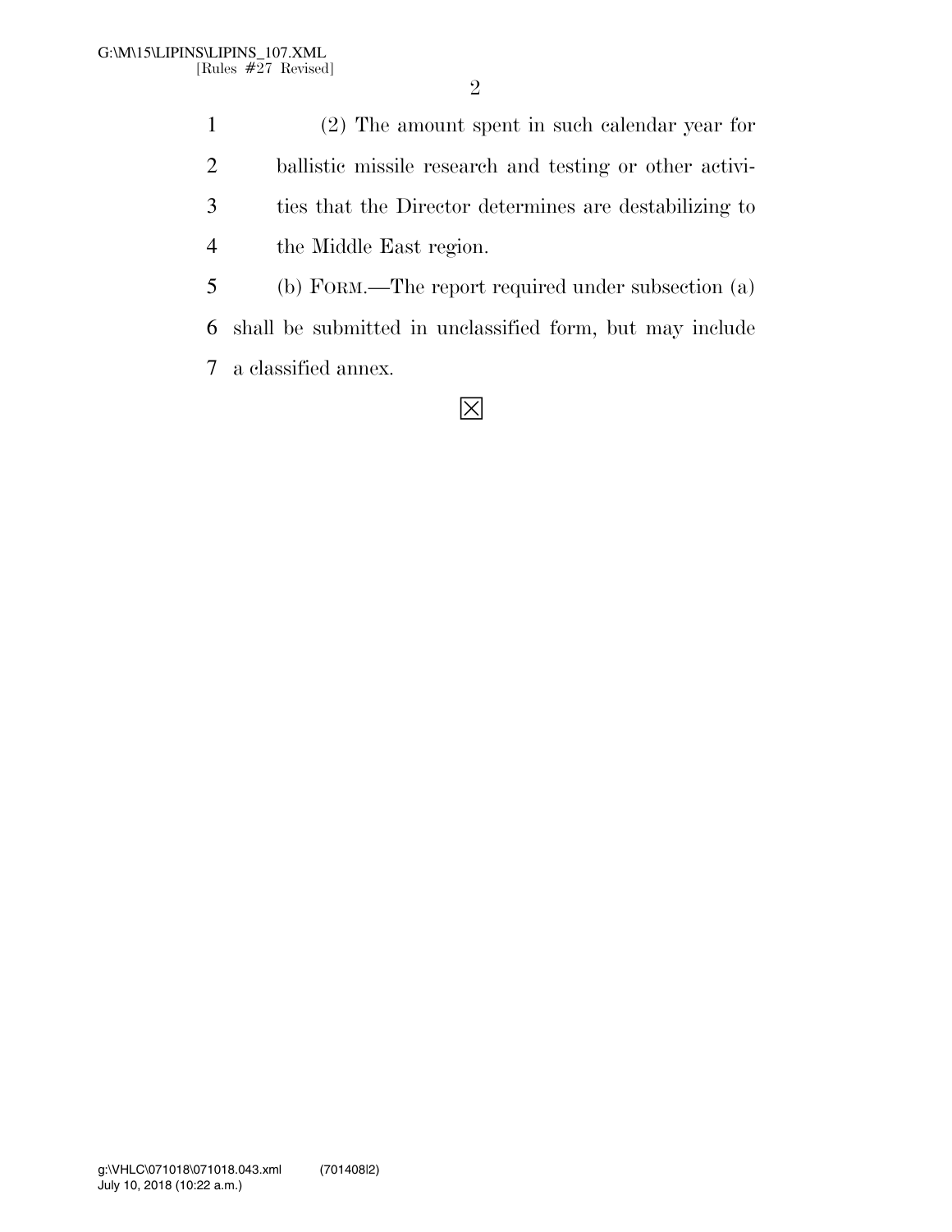(2) The amount spent in such calendar year for ballistic missile research and testing or other activities that the Director determines are destabilizing to the Middle East region.

(b) FORM.—The report required under subsection (a) shall be submitted in unclassified form, but may include a classified annex.